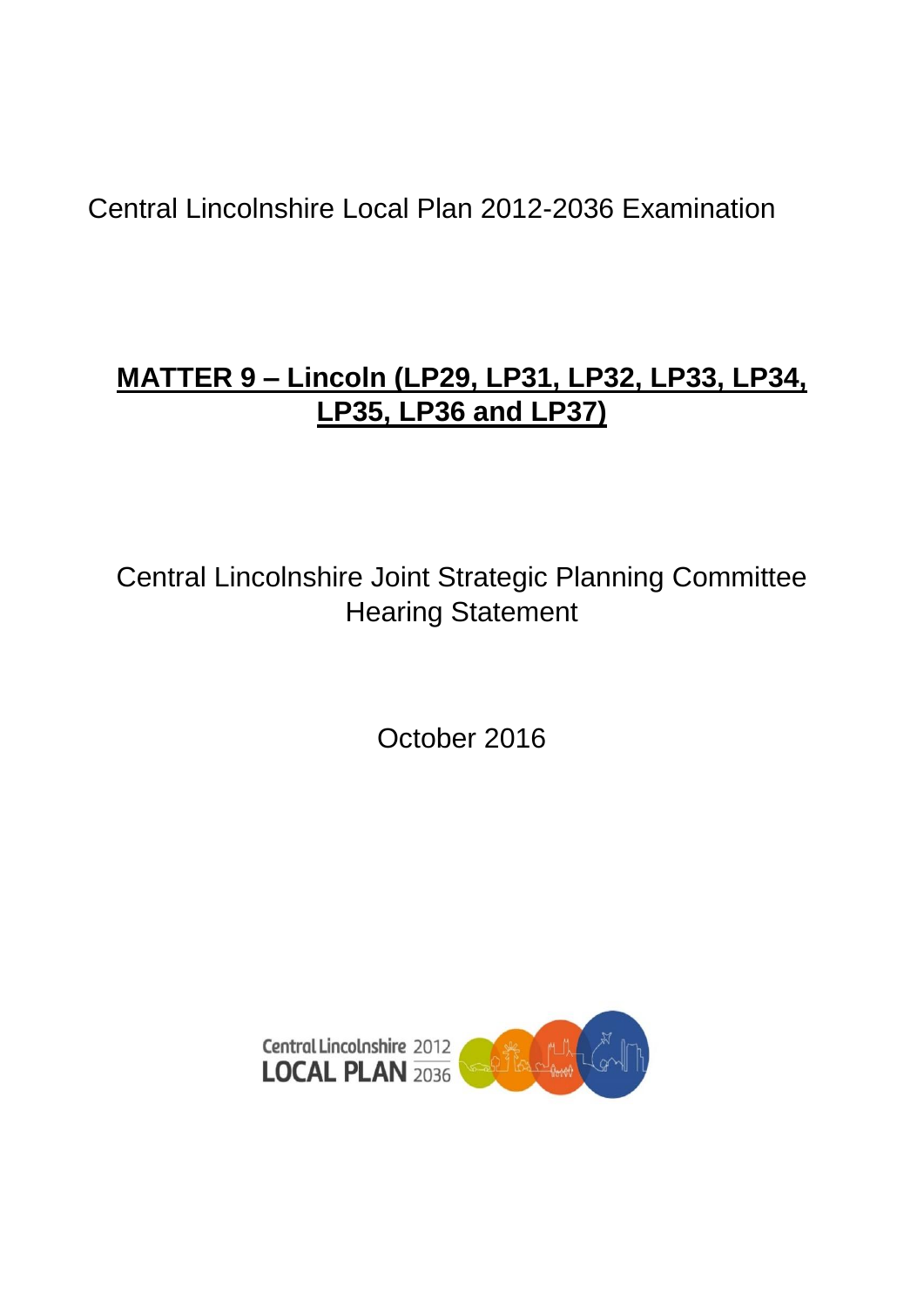Central Lincolnshire Local Plan 2012-2036 Examination

# MATTER 9 – Lincoln (LP29, LP31, LP32, LP33, LP34, LP35, LP36 and LP37)

Central Lincolnshire Joint Strategic Planning Committee
Hearing Statement

October 2016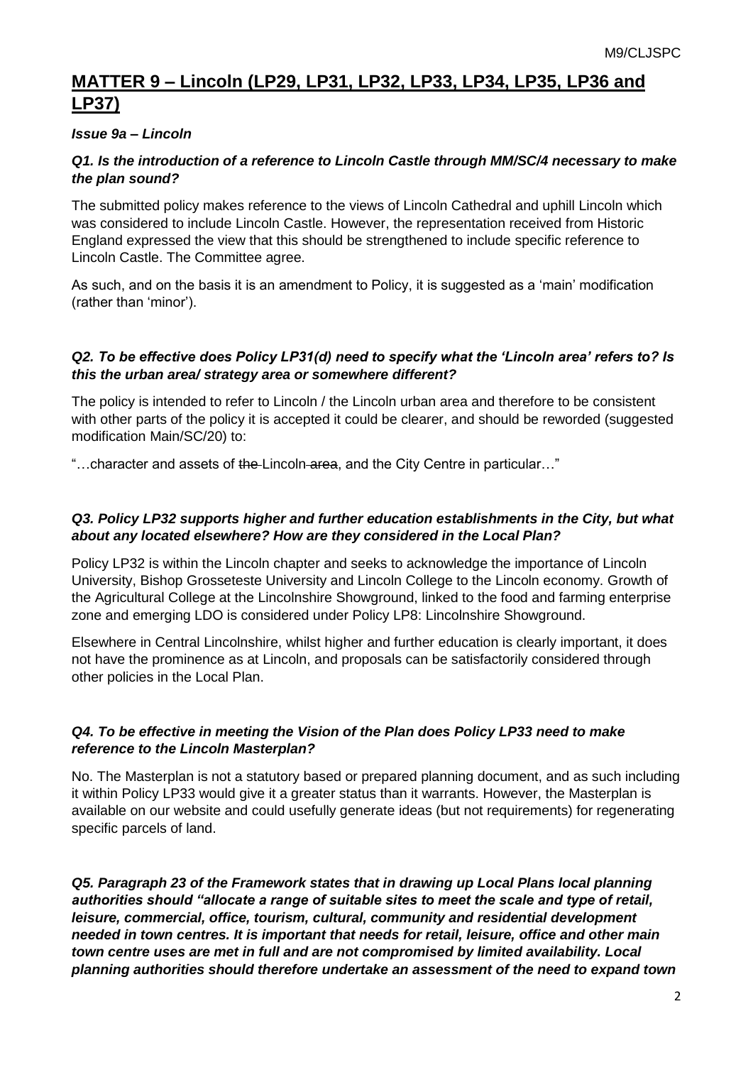# MATTER 9 – Lincoln (LP29, LP31, LP32, LP33, LP34, LP35, LP36 and LP37)

### *Issue 9a – Lincoln*

***Q1. Is the introduction of a reference to Lincoln Castle through MM/SC/4 necessary to make the plan sound?***

The submitted policy makes reference to the views of Lincoln Cathedral and uphill Lincoln which was considered to include Lincoln Castle. However, the representation received from Historic England expressed the view that this should be strengthened to include specific reference to Lincoln Castle. The Committee agree.

As such, and on the basis it is an amendment to Policy, it is suggested as a 'main' modification (rather than 'minor').

***Q2. To be effective does Policy LP31(d) need to specify what the 'Lincoln area' refers to? Is this the urban area/ strategy area or somewhere different?***

The policy is intended to refer to Lincoln / the Lincoln urban area and therefore to be consistent with other parts of the policy it is accepted it could be clearer, and should be reworded (suggested modification Main/SC/20) to:

"…character and assets of ~~the~~ Lincoln ~~area~~, and the City Centre in particular…"

***Q3. Policy LP32 supports higher and further education establishments in the City, but what about any located elsewhere? How are they considered in the Local Plan?***

Policy LP32 is within the Lincoln chapter and seeks to acknowledge the importance of Lincoln University, Bishop Grosseteste University and Lincoln College to the Lincoln economy. Growth of the Agricultural College at the Lincolnshire Showground, linked to the food and farming enterprise zone and emerging LDO is considered under Policy LP8: Lincolnshire Showground.

Elsewhere in Central Lincolnshire, whilst higher and further education is clearly important, it does not have the prominence as at Lincoln, and proposals can be satisfactorily considered through other policies in the Local Plan.

***Q4. To be effective in meeting the Vision of the Plan does Policy LP33 need to make reference to the Lincoln Masterplan?***

No. The Masterplan is not a statutory based or prepared planning document, and as such including it within Policy LP33 would give it a greater status than it warrants. However, the Masterplan is available on our website and could usefully generate ideas (but not requirements) for regenerating specific parcels of land.

***Q5. Paragraph 23 of the Framework states that in drawing up Local Plans local planning authorities should "allocate a range of suitable sites to meet the scale and type of retail, leisure, commercial, office, tourism, cultural, community and residential development needed in town centres. It is important that needs for retail, leisure, office and other main town centre uses are met in full and are not compromised by limited availability. Local planning authorities should therefore undertake an assessment of the need to expand town***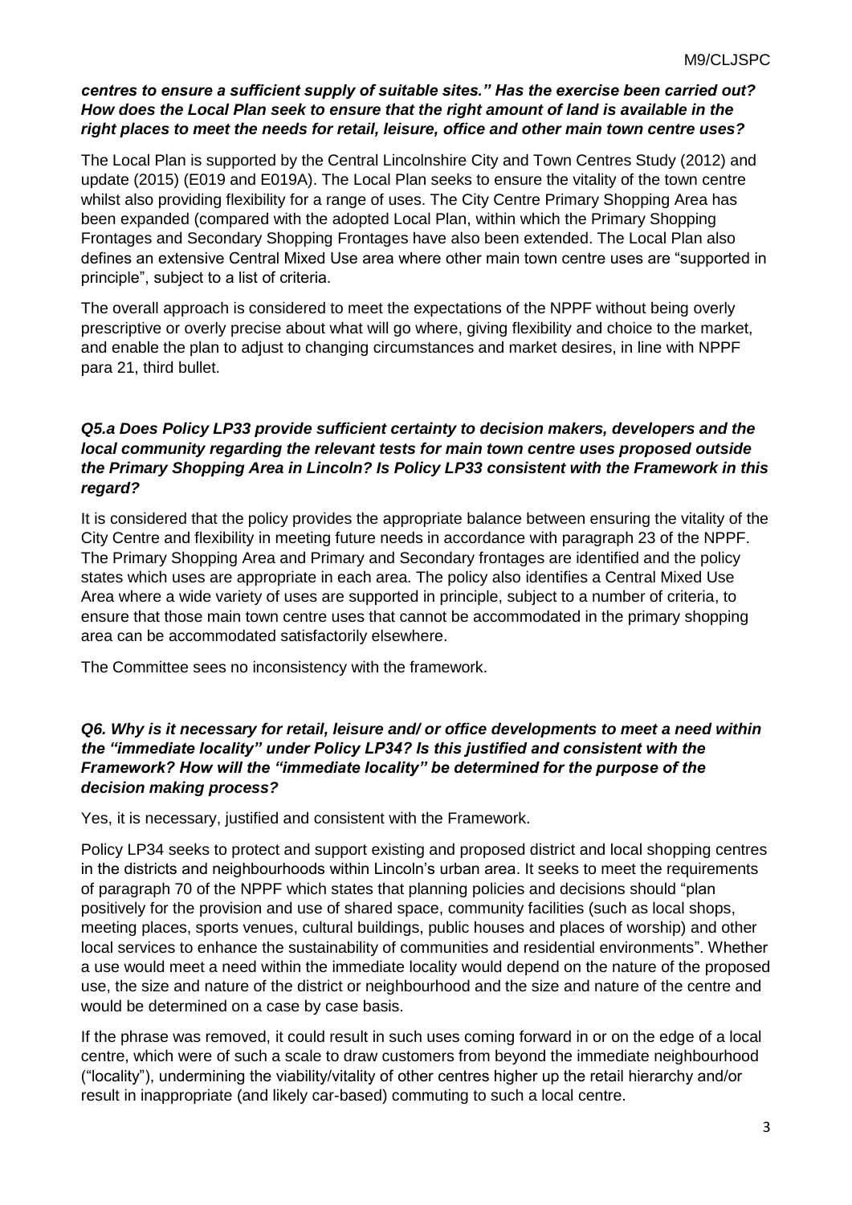***centres to ensure a sufficient supply of suitable sites." Has the exercise been carried out? How does the Local Plan seek to ensure that the right amount of land is available in the right places to meet the needs for retail, leisure, office and other main town centre uses?***

The Local Plan is supported by the Central Lincolnshire City and Town Centres Study (2012) and update (2015) (E019 and E019A). The Local Plan seeks to ensure the vitality of the town centre whilst also providing flexibility for a range of uses. The City Centre Primary Shopping Area has been expanded (compared with the adopted Local Plan, within which the Primary Shopping Frontages and Secondary Shopping Frontages have also been extended. The Local Plan also defines an extensive Central Mixed Use area where other main town centre uses are "supported in principle", subject to a list of criteria.

The overall approach is considered to meet the expectations of the NPPF without being overly prescriptive or overly precise about what will go where, giving flexibility and choice to the market, and enable the plan to adjust to changing circumstances and market desires, in line with NPPF para 21, third bullet.

***Q5.a Does Policy LP33 provide sufficient certainty to decision makers, developers and the local community regarding the relevant tests for main town centre uses proposed outside the Primary Shopping Area in Lincoln? Is Policy LP33 consistent with the Framework in this regard?***

It is considered that the policy provides the appropriate balance between ensuring the vitality of the City Centre and flexibility in meeting future needs in accordance with paragraph 23 of the NPPF. The Primary Shopping Area and Primary and Secondary frontages are identified and the policy states which uses are appropriate in each area. The policy also identifies a Central Mixed Use Area where a wide variety of uses are supported in principle, subject to a number of criteria, to ensure that those main town centre uses that cannot be accommodated in the primary shopping area can be accommodated satisfactorily elsewhere.

The Committee sees no inconsistency with the framework.

***Q6. Why is it necessary for retail, leisure and/ or office developments to meet a need within the "immediate locality" under Policy LP34? Is this justified and consistent with the Framework? How will the "immediate locality" be determined for the purpose of the decision making process?***

Yes, it is necessary, justified and consistent with the Framework.

Policy LP34 seeks to protect and support existing and proposed district and local shopping centres in the districts and neighbourhoods within Lincoln's urban area. It seeks to meet the requirements of paragraph 70 of the NPPF which states that planning policies and decisions should "plan positively for the provision and use of shared space, community facilities (such as local shops, meeting places, sports venues, cultural buildings, public houses and places of worship) and other local services to enhance the sustainability of communities and residential environments". Whether a use would meet a need within the immediate locality would depend on the nature of the proposed use, the size and nature of the district or neighbourhood and the size and nature of the centre and would be determined on a case by case basis.

If the phrase was removed, it could result in such uses coming forward in or on the edge of a local centre, which were of such a scale to draw customers from beyond the immediate neighbourhood ("locality"), undermining the viability/vitality of other centres higher up the retail hierarchy and/or result in inappropriate (and likely car-based) commuting to such a local centre.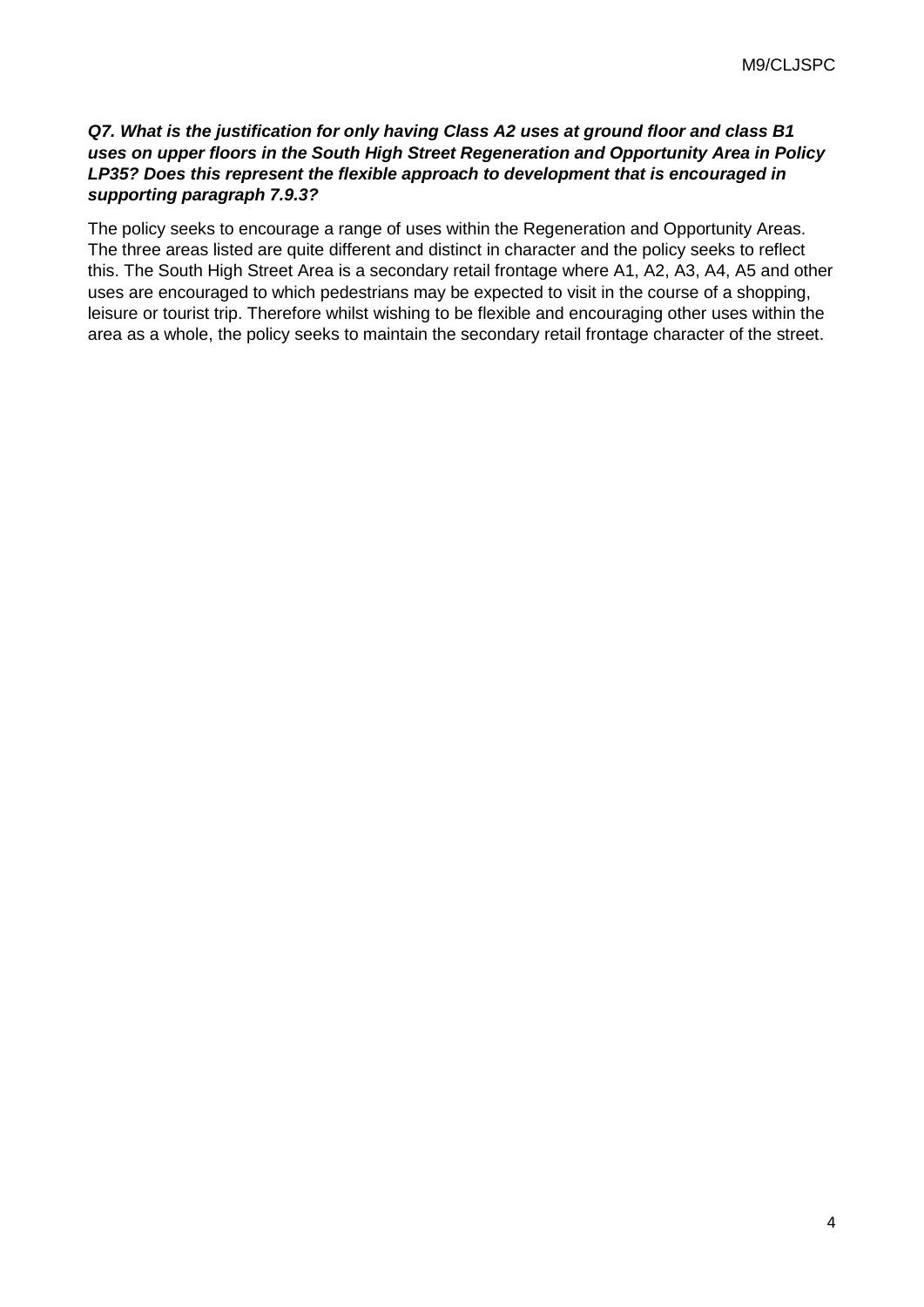***Q7. What is the justification for only having Class A2 uses at ground floor and class B1 uses on upper floors in the South High Street Regeneration and Opportunity Area in Policy LP35? Does this represent the flexible approach to development that is encouraged in supporting paragraph 7.9.3?***

The policy seeks to encourage a range of uses within the Regeneration and Opportunity Areas. The three areas listed are quite different and distinct in character and the policy seeks to reflect this. The South High Street Area is a secondary retail frontage where A1, A2, A3, A4, A5 and other uses are encouraged to which pedestrians may be expected to visit in the course of a shopping, leisure or tourist trip. Therefore whilst wishing to be flexible and encouraging other uses within the area as a whole, the policy seeks to maintain the secondary retail frontage character of the street.